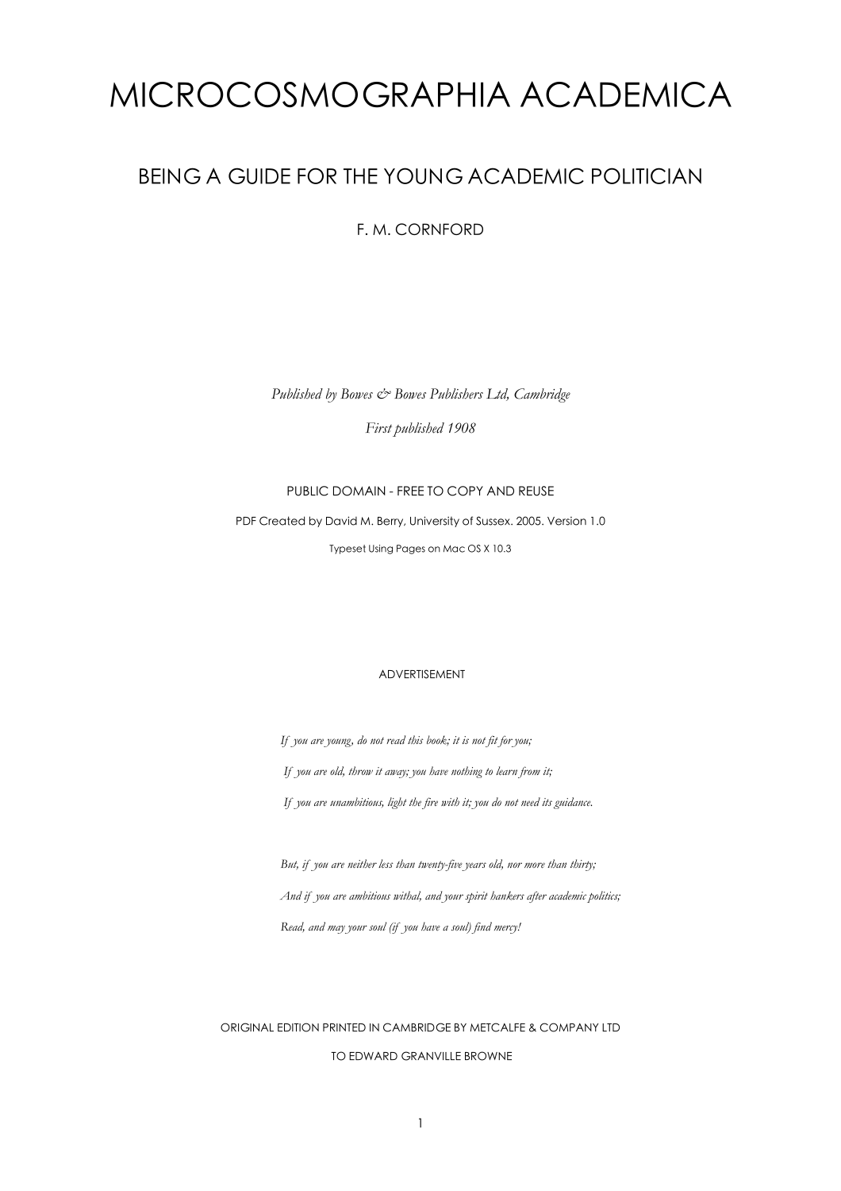# MICROCOSMOGRAPHIA ACADEMICA

## BEING A GUIDE FOR THE YOUNG ACADEMIC POLITICIAN

F. M. CORNFORD

*Published by Bowes & Bowes Publishers Ltd, Cambridge*

*First published 1908*

PUBLIC DOMAIN - FREE TO COPY AND REUSE

PDF Created by David M. Berry, University of Sussex. 2005. Version 1.0

Typeset Using Pages on Mac OS X 10.3

ADVERTISEMENT

*If you are young, do not read this book; it is not fit for you;*

*If you are old, throw it away; you have nothing to learn from it;*

*If you are unambitious, light the fire with it; you do not need its guidance.*

*But, if you are neither less than twenty-five years old, nor more than thirty;*

*And if you are ambitious withal, and your spirit hankers after academic politics;*

*Read, and may your soul (if you have a soul) find mercy!*

ORIGINAL EDITION PRINTED IN CAMBRIDGE BY METCALFE & COMPANY LTD

TO EDWARD GRANVILLE BROWNE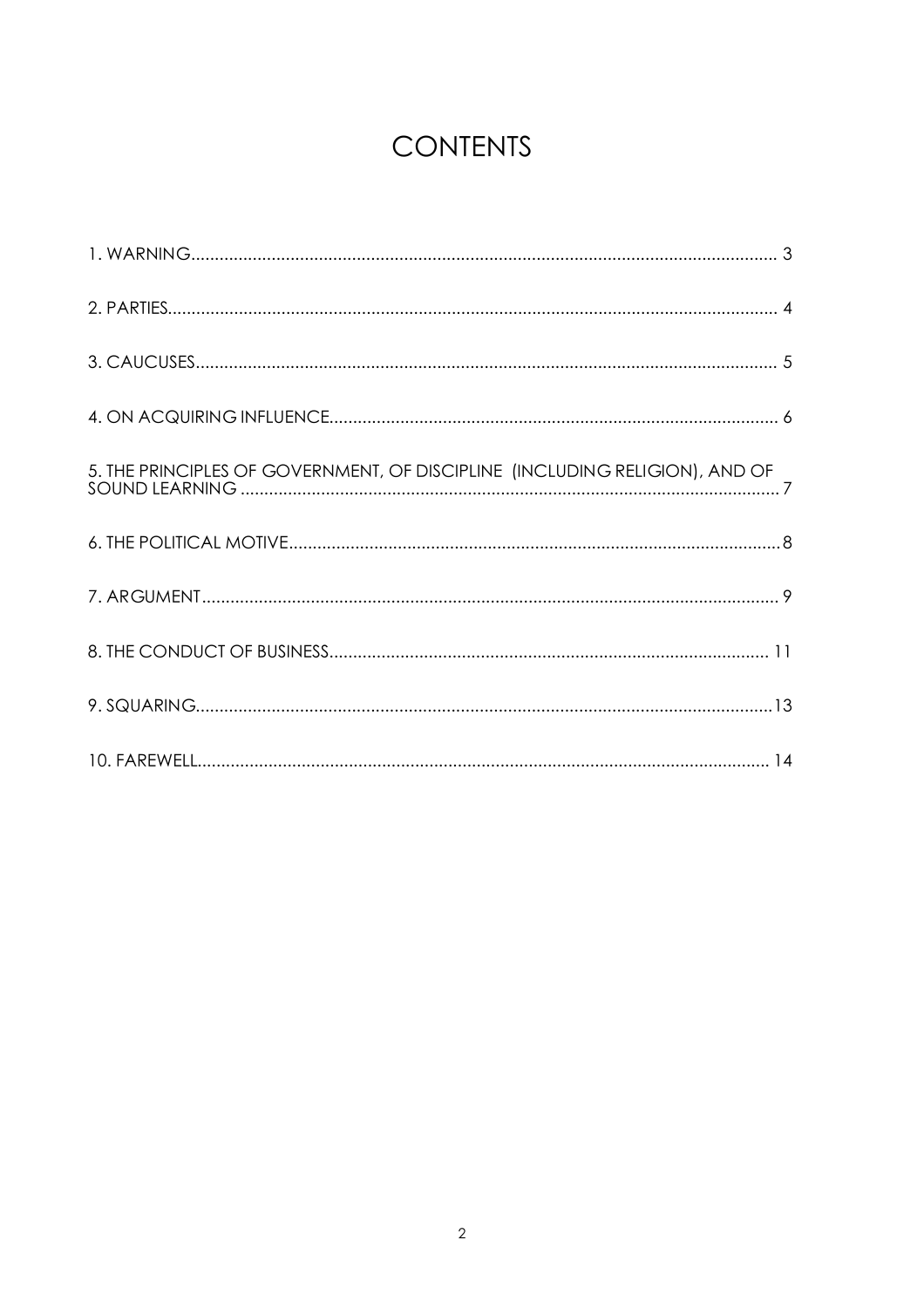# CONTENTS

1. WARNING ........ 3

2. PARTIES ........ 4

3. CAUCUSES ........ 5

4. ON ACQUIRING INFLUENCE ........ 6

5. THE PRINCIPLES OF GOVERNMENT, OF DISCIPLINE (INCLUDING RELIGION), AND OF SOUND LEARNING ........ 7

6. THE POLITICAL MOTIVE ........ 8

7. ARGUMENT ........ 9

8. THE CONDUCT OF BUSINESS ........ 11

9. SQUARING ........ 13

10. FAREWELL ........ 14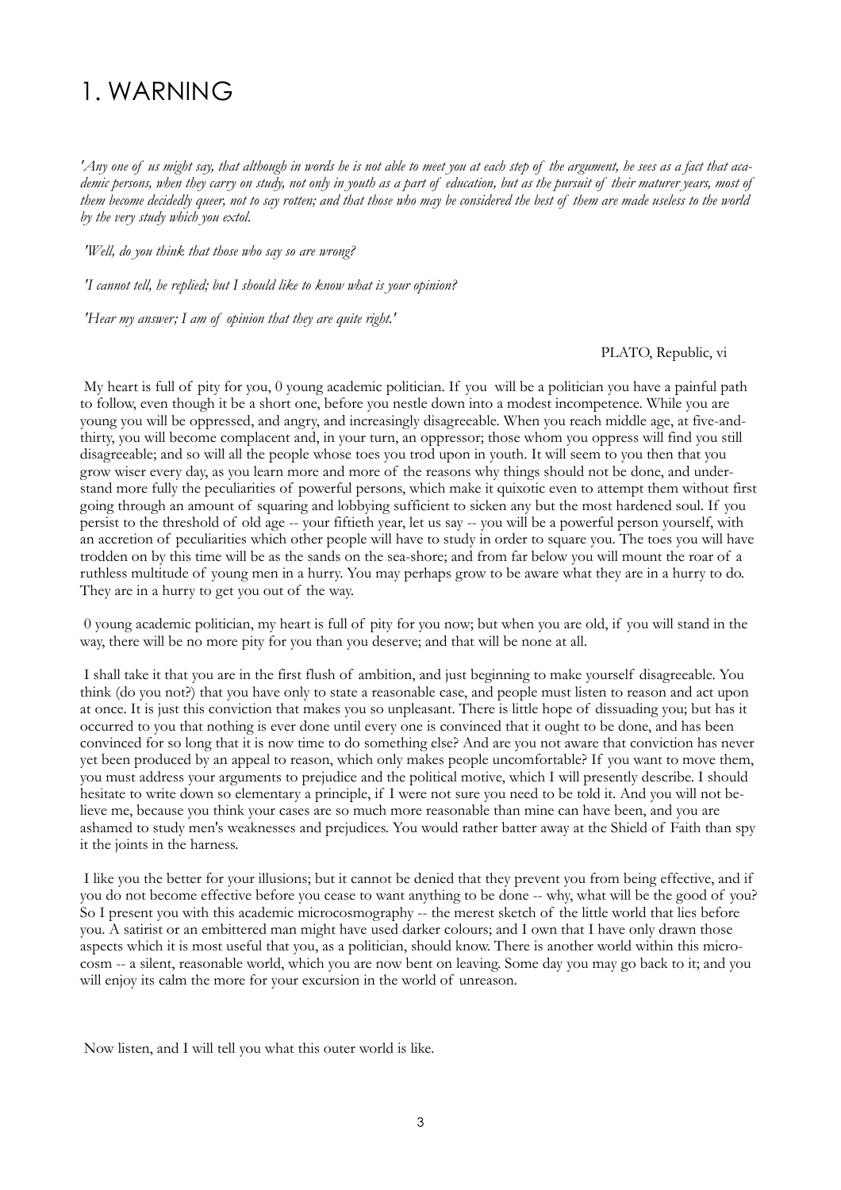# 1. WARNING

*'Any one of us might say, that although in words he is not able to meet you at each step of the argument, he sees as a fact that academic persons, when they carry on study, not only in youth as a part of education, but as the pursuit of their maturer years, most of them become decidedly queer, not to say rotten; and that those who may be considered the best of them are made useless to the world by the very study which you extol.*

*'Well, do you think that those who say so are wrong?*

*'I cannot tell, he replied; but I should like to know what is your opinion?*

*'Hear my answer; I am of opinion that they are quite right.'*

PLATO, Republic, vi

My heart is full of pity for you, 0 young academic politician. If you will be a politician you have a painful path to follow, even though it be a short one, before you nestle down into a modest incompetence. While you are young you will be oppressed, and angry, and increasingly disagreeable. When you reach middle age, at five-and-thirty, you will become complacent and, in your turn, an oppressor; those whom you oppress will find you still disagreeable; and so will all the people whose toes you trod upon in youth. It will seem to you then that you grow wiser every day, as you learn more and more of the reasons why things should not be done, and understand more fully the peculiarities of powerful persons, which make it quixotic even to attempt them without first going through an amount of squaring and lobbying sufficient to sicken any but the most hardened soul. If you persist to the threshold of old age -- your fiftieth year, let us say -- you will be a powerful person yourself, with an accretion of peculiarities which other people will have to study in order to square you. The toes you will have trodden on by this time will be as the sands on the sea-shore; and from far below you will mount the roar of a ruthless multitude of young men in a hurry. You may perhaps grow to be aware what they are in a hurry to do. They are in a hurry to get you out of the way.

0 young academic politician, my heart is full of pity for you now; but when you are old, if you will stand in the way, there will be no more pity for you than you deserve; and that will be none at all.

I shall take it that you are in the first flush of ambition, and just beginning to make yourself disagreeable. You think (do you not?) that you have only to state a reasonable case, and people must listen to reason and act upon at once. It is just this conviction that makes you so unpleasant. There is little hope of dissuading you; but has it occurred to you that nothing is ever done until every one is convinced that it ought to be done, and has been convinced for so long that it is now time to do something else? And are you not aware that conviction has never yet been produced by an appeal to reason, which only makes people uncomfortable? If you want to move them, you must address your arguments to prejudice and the political motive, which I will presently describe. I should hesitate to write down so elementary a principle, if I were not sure you need to be told it. And you will not believe me, because you think your cases are so much more reasonable than mine can have been, and you are ashamed to study men's weaknesses and prejudices. You would rather batter away at the Shield of Faith than spy it the joints in the harness.

I like you the better for your illusions; but it cannot be denied that they prevent you from being effective, and if you do not become effective before you cease to want anything to be done -- why, what will be the good of you? So I present you with this academic microcosmography -- the merest sketch of the little world that lies before you. A satirist or an embittered man might have used darker colours; and I own that I have only drawn those aspects which it is most useful that you, as a politician, should know. There is another world within this microcosm -- a silent, reasonable world, which you are now bent on leaving. Some day you may go back to it; and you will enjoy its calm the more for your excursion in the world of unreason.

Now listen, and I will tell you what this outer world is like.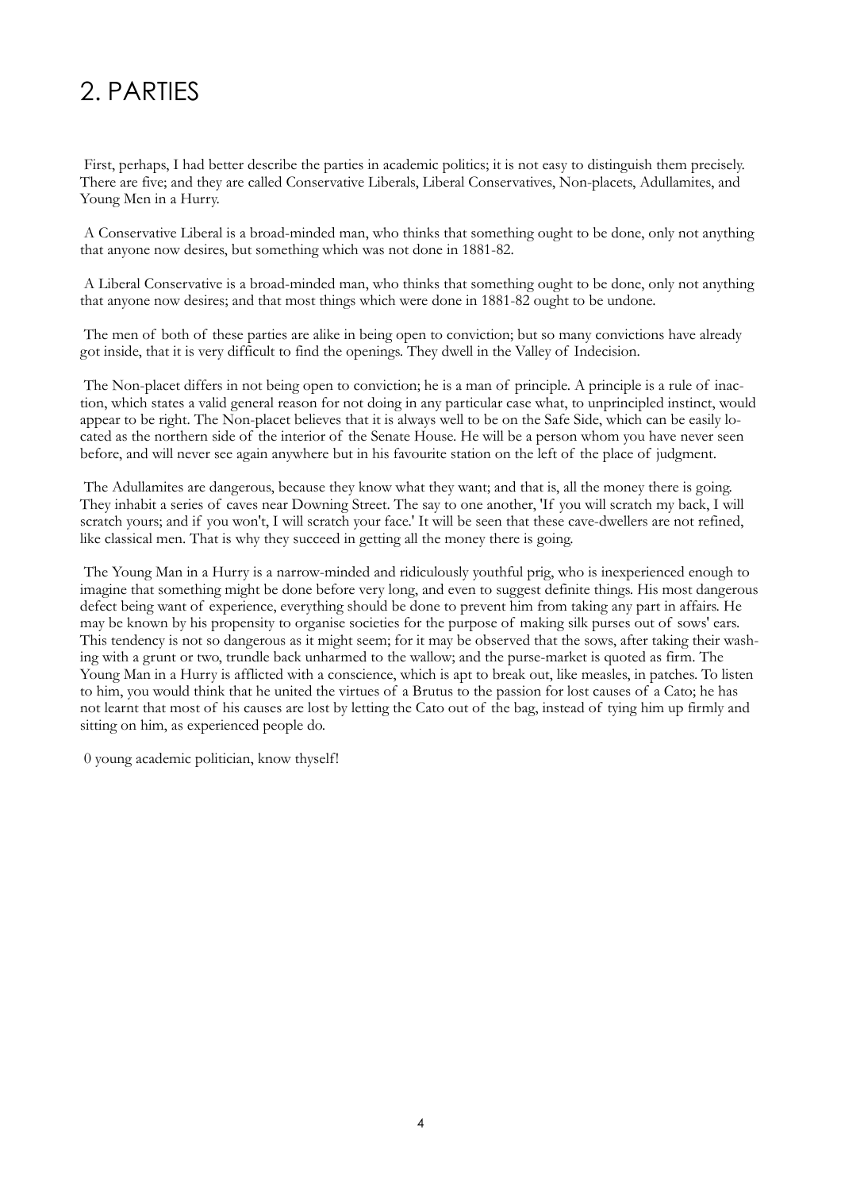# 2. PARTIES

First, perhaps, I had better describe the parties in academic politics; it is not easy to distinguish them precisely. There are five; and they are called Conservative Liberals, Liberal Conservatives, Non-placets, Adullamites, and Young Men in a Hurry.

A Conservative Liberal is a broad-minded man, who thinks that something ought to be done, only not anything that anyone now desires, but something which was not done in 1881-82.

A Liberal Conservative is a broad-minded man, who thinks that something ought to be done, only not anything that anyone now desires; and that most things which were done in 1881-82 ought to be undone.

The men of both of these parties are alike in being open to conviction; but so many convictions have already got inside, that it is very difficult to find the openings. They dwell in the Valley of Indecision.

The Non-placet differs in not being open to conviction; he is a man of principle. A principle is a rule of inaction, which states a valid general reason for not doing in any particular case what, to unprincipled instinct, would appear to be right. The Non-placet believes that it is always well to be on the Safe Side, which can be easily located as the northern side of the interior of the Senate House. He will be a person whom you have never seen before, and will never see again anywhere but in his favourite station on the left of the place of judgment.

The Adullamites are dangerous, because they know what they want; and that is, all the money there is going. They inhabit a series of caves near Downing Street. The say to one another, 'If you will scratch my back, I will scratch yours; and if you won't, I will scratch your face.' It will be seen that these cave-dwellers are not refined, like classical men. That is why they succeed in getting all the money there is going.

The Young Man in a Hurry is a narrow-minded and ridiculously youthful prig, who is inexperienced enough to imagine that something might be done before very long, and even to suggest definite things. His most dangerous defect being want of experience, everything should be done to prevent him from taking any part in affairs. He may be known by his propensity to organise societies for the purpose of making silk purses out of sows' ears. This tendency is not so dangerous as it might seem; for it may be observed that the sows, after taking their washing with a grunt or two, trundle back unharmed to the wallow; and the purse-market is quoted as firm. The Young Man in a Hurry is afflicted with a conscience, which is apt to break out, like measles, in patches. To listen to him, you would think that he united the virtues of a Brutus to the passion for lost causes of a Cato; he has not learnt that most of his causes are lost by letting the Cato out of the bag, instead of tying him up firmly and sitting on him, as experienced people do.

0 young academic politician, know thyself!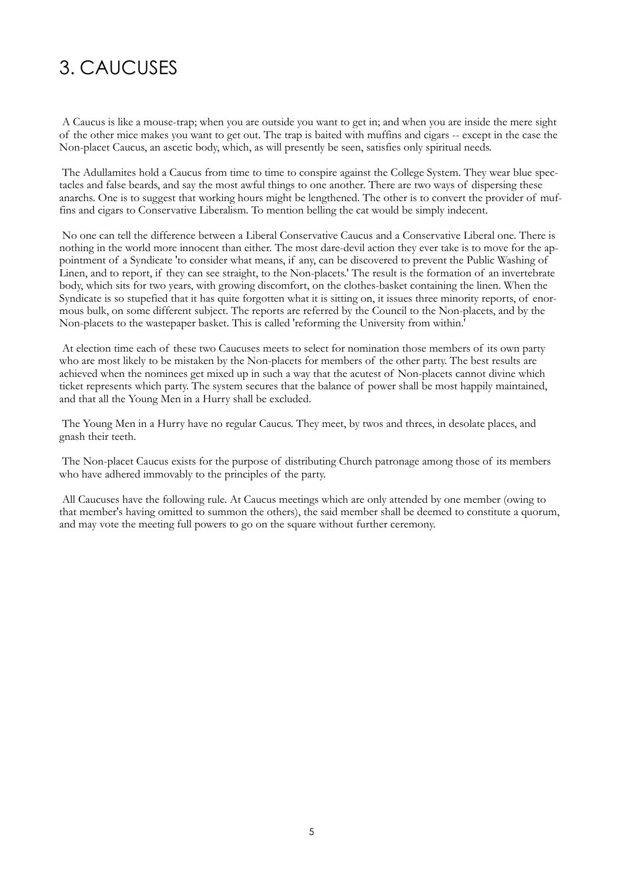# 3. CAUCUSES

A Caucus is like a mouse-trap; when you are outside you want to get in; and when you are inside the mere sight of the other mice makes you want to get out. The trap is baited with muffins and cigars -- except in the case the Non-placet Caucus, an ascetic body, which, as will presently be seen, satisfies only spiritual needs.

The Adullamites hold a Caucus from time to time to conspire against the College System. They wear blue spectacles and false beards, and say the most awful things to one another. There are two ways of dispersing these anarchs. One is to suggest that working hours might be lengthened. The other is to convert the provider of muffins and cigars to Conservative Liberalism. To mention belling the cat would be simply indecent.

No one can tell the difference between a Liberal Conservative Caucus and a Conservative Liberal one. There is nothing in the world more innocent than either. The most dare-devil action they ever take is to move for the appointment of a Syndicate 'to consider what means, if any, can be discovered to prevent the Public Washing of Linen, and to report, if they can see straight, to the Non-placets.' The result is the formation of an invertebrate body, which sits for two years, with growing discomfort, on the clothes-basket containing the linen. When the Syndicate is so stupefied that it has quite forgotten what it is sitting on, it issues three minority reports, of enormous bulk, on some different subject. The reports are referred by the Council to the Non-placets, and by the Non-placets to the wastepaper basket. This is called 'reforming the University from within.'

At election time each of these two Caucuses meets to select for nomination those members of its own party who are most likely to be mistaken by the Non-placets for members of the other party. The best results are achieved when the nominees get mixed up in such a way that the acutest of Non-placets cannot divine which ticket represents which party. The system secures that the balance of power shall be most happily maintained, and that all the Young Men in a Hurry shall be excluded.

The Young Men in a Hurry have no regular Caucus. They meet, by twos and threes, in desolate places, and gnash their teeth.

The Non-placet Caucus exists for the purpose of distributing Church patronage among those of its members who have adhered immovably to the principles of the party.

All Caucuses have the following rule. At Caucus meetings which are only attended by one member (owing to that member's having omitted to summon the others), the said member shall be deemed to constitute a quorum, and may vote the meeting full powers to go on the square without further ceremony.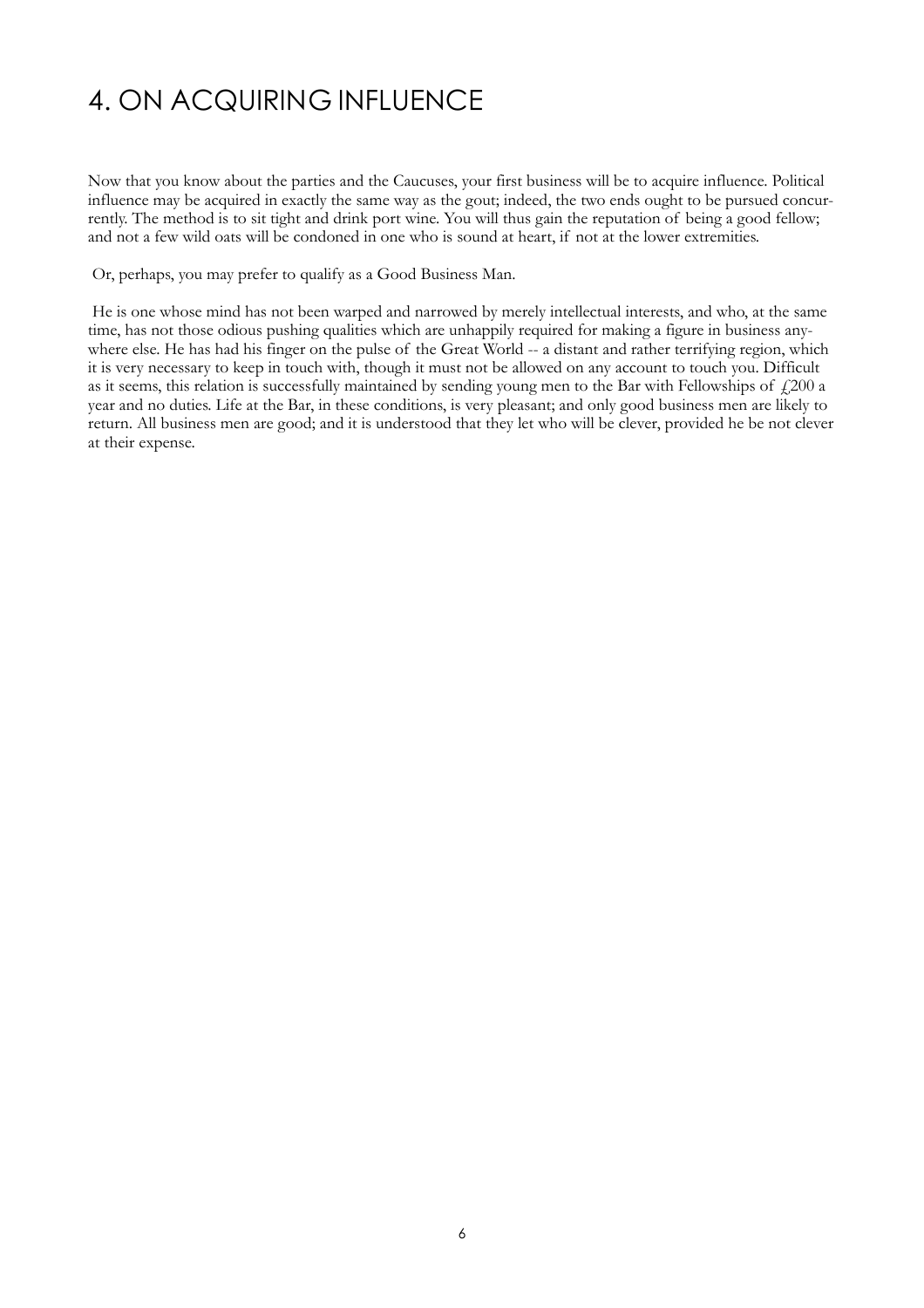# 4. ON ACQUIRING INFLUENCE

Now that you know about the parties and the Caucuses, your first business will be to acquire influence. Political influence may be acquired in exactly the same way as the gout; indeed, the two ends ought to be pursued concurrently. The method is to sit tight and drink port wine. You will thus gain the reputation of being a good fellow; and not a few wild oats will be condoned in one who is sound at heart, if not at the lower extremities.

Or, perhaps, you may prefer to qualify as a Good Business Man.

He is one whose mind has not been warped and narrowed by merely intellectual interests, and who, at the same time, has not those odious pushing qualities which are unhappily required for making a figure in business anywhere else. He has had his finger on the pulse of the Great World -- a distant and rather terrifying region, which it is very necessary to keep in touch with, though it must not be allowed on any account to touch you. Difficult as it seems, this relation is successfully maintained by sending young men to the Bar with Fellowships of £200 a year and no duties. Life at the Bar, in these conditions, is very pleasant; and only good business men are likely to return. All business men are good; and it is understood that they let who will be clever, provided he be not clever at their expense.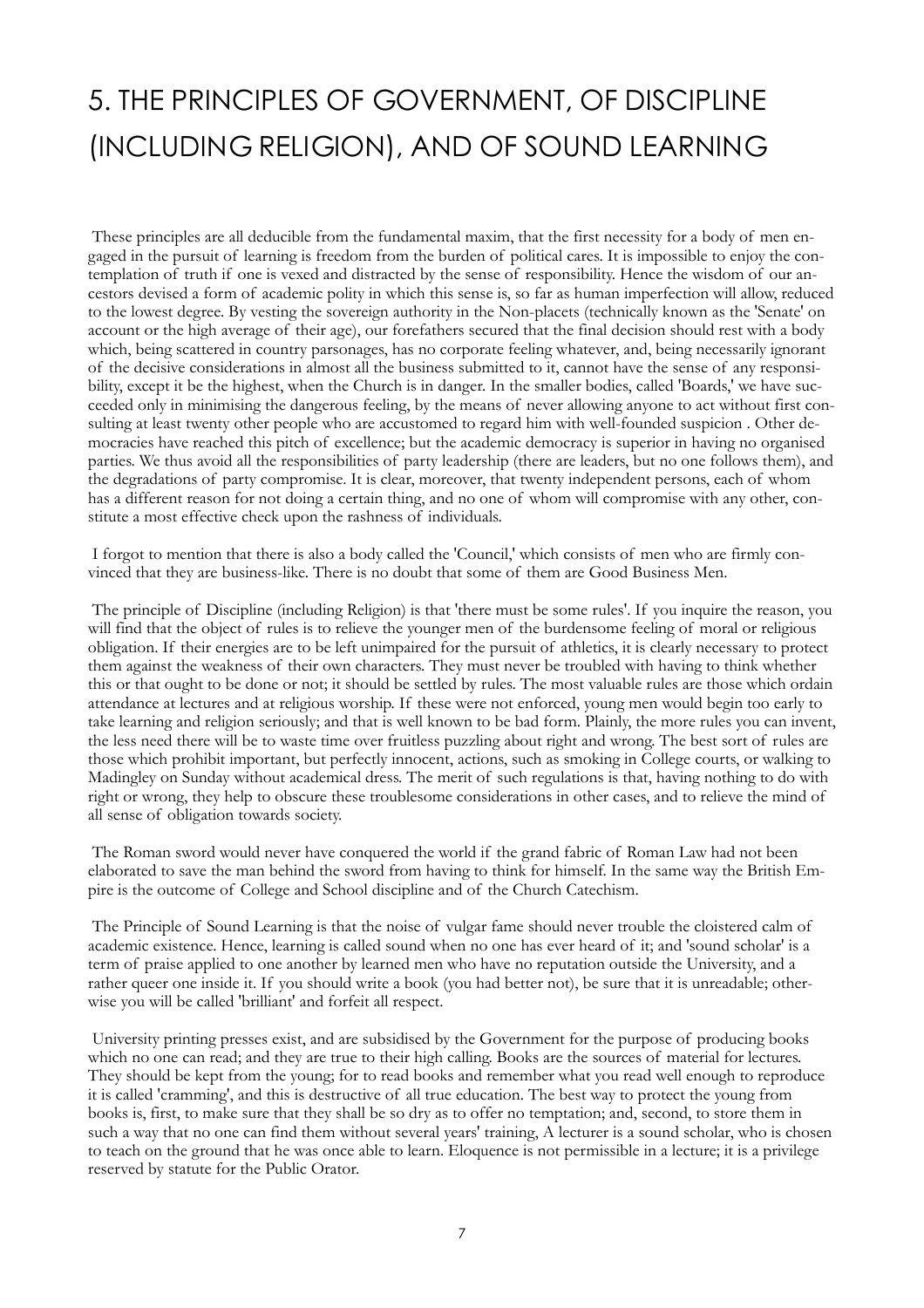# 5. THE PRINCIPLES OF GOVERNMENT, OF DISCIPLINE (INCLUDING RELIGION), AND OF SOUND LEARNING

These principles are all deducible from the fundamental maxim, that the first necessity for a body of men engaged in the pursuit of learning is freedom from the burden of political cares. It is impossible to enjoy the contemplation of truth if one is vexed and distracted by the sense of responsibility. Hence the wisdom of our ancestors devised a form of academic polity in which this sense is, so far as human imperfection will allow, reduced to the lowest degree. By vesting the sovereign authority in the Non-placets (technically known as the 'Senate' on account or the high average of their age), our forefathers secured that the final decision should rest with a body which, being scattered in country parsonages, has no corporate feeling whatever, and, being necessarily ignorant of the decisive considerations in almost all the business submitted to it, cannot have the sense of any responsibility, except it be the highest, when the Church is in danger. In the smaller bodies, called 'Boards,' we have succeeded only in minimising the dangerous feeling, by the means of never allowing anyone to act without first consulting at least twenty other people who are accustomed to regard him with well-founded suspicion . Other democracies have reached this pitch of excellence; but the academic democracy is superior in having no organised parties. We thus avoid all the responsibilities of party leadership (there are leaders, but no one follows them), and the degradations of party compromise. It is clear, moreover, that twenty independent persons, each of whom has a different reason for not doing a certain thing, and no one of whom will compromise with any other, constitute a most effective check upon the rashness of individuals.

I forgot to mention that there is also a body called the 'Council,' which consists of men who are firmly convinced that they are business-like. There is no doubt that some of them are Good Business Men.

The principle of Discipline (including Religion) is that 'there must be some rules'. If you inquire the reason, you will find that the object of rules is to relieve the younger men of the burdensome feeling of moral or religious obligation. If their energies are to be left unimpaired for the pursuit of athletics, it is clearly necessary to protect them against the weakness of their own characters. They must never be troubled with having to think whether this or that ought to be done or not; it should be settled by rules. The most valuable rules are those which ordain attendance at lectures and at religious worship. If these were not enforced, young men would begin too early to take learning and religion seriously; and that is well known to be bad form. Plainly, the more rules you can invent, the less need there will be to waste time over fruitless puzzling about right and wrong. The best sort of rules are those which prohibit important, but perfectly innocent, actions, such as smoking in College courts, or walking to Madingley on Sunday without academical dress. The merit of such regulations is that, having nothing to do with right or wrong, they help to obscure these troublesome considerations in other cases, and to relieve the mind of all sense of obligation towards society.

The Roman sword would never have conquered the world if the grand fabric of Roman Law had not been elaborated to save the man behind the sword from having to think for himself. In the same way the British Empire is the outcome of College and School discipline and of the Church Catechism.

The Principle of Sound Learning is that the noise of vulgar fame should never trouble the cloistered calm of academic existence. Hence, learning is called sound when no one has ever heard of it; and 'sound scholar' is a term of praise applied to one another by learned men who have no reputation outside the University, and a rather queer one inside it. If you should write a book (you had better not), be sure that it is unreadable; otherwise you will be called 'brilliant' and forfeit all respect.

University printing presses exist, and are subsidised by the Government for the purpose of producing books which no one can read; and they are true to their high calling. Books are the sources of material for lectures. They should be kept from the young; for to read books and remember what you read well enough to reproduce it is called 'cramming', and this is destructive of all true education. The best way to protect the young from books is, first, to make sure that they shall be so dry as to offer no temptation; and, second, to store them in such a way that no one can find them without several years' training, A lecturer is a sound scholar, who is chosen to teach on the ground that he was once able to learn. Eloquence is not permissible in a lecture; it is a privilege reserved by statute for the Public Orator.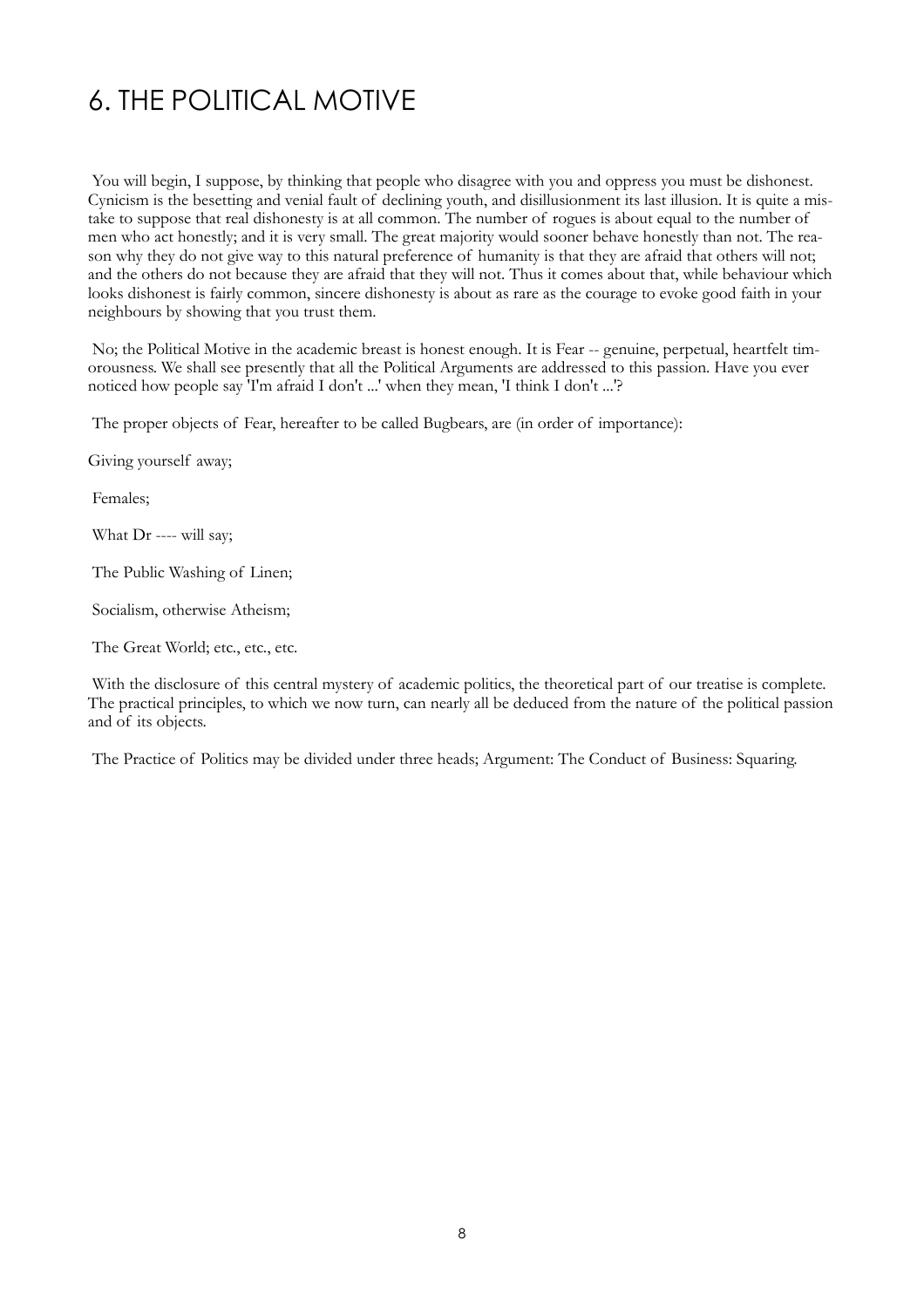# 6. THE POLITICAL MOTIVE

You will begin, I suppose, by thinking that people who disagree with you and oppress you must be dishonest. Cynicism is the besetting and venial fault of declining youth, and disillusionment its last illusion. It is quite a mistake to suppose that real dishonesty is at all common. The number of rogues is about equal to the number of men who act honestly; and it is very small. The great majority would sooner behave honestly than not. The reason why they do not give way to this natural preference of humanity is that they are afraid that others will not; and the others do not because they are afraid that they will not. Thus it comes about that, while behaviour which looks dishonest is fairly common, sincere dishonesty is about as rare as the courage to evoke good faith in your neighbours by showing that you trust them.

No; the Political Motive in the academic breast is honest enough. It is Fear -- genuine, perpetual, heartfelt timorousness. We shall see presently that all the Political Arguments are addressed to this passion. Have you ever noticed how people say 'I'm afraid I don't ...' when they mean, 'I think I don't ...'?

The proper objects of Fear, hereafter to be called Bugbears, are (in order of importance):

Giving yourself away;

Females;

What Dr ---- will say;

The Public Washing of Linen;

Socialism, otherwise Atheism;

The Great World; etc., etc., etc.

With the disclosure of this central mystery of academic politics, the theoretical part of our treatise is complete. The practical principles, to which we now turn, can nearly all be deduced from the nature of the political passion and of its objects.

The Practice of Politics may be divided under three heads; Argument: The Conduct of Business: Squaring.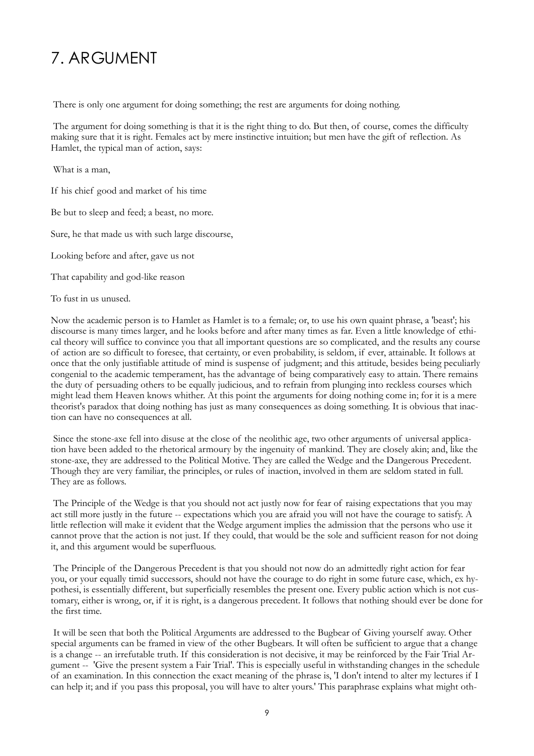# 7. ARGUMENT

There is only one argument for doing something; the rest are arguments for doing nothing.

The argument for doing something is that it is the right thing to do. But then, of course, comes the difficulty making sure that it is right. Females act by mere instinctive intuition; but men have the gift of reflection. As Hamlet, the typical man of action, says:

What is a man,

If his chief good and market of his time

Be but to sleep and feed; a beast, no more.

Sure, he that made us with such large discourse,

Looking before and after, gave us not

That capability and god-like reason

To fust in us unused.

Now the academic person is to Hamlet as Hamlet is to a female; or, to use his own quaint phrase, a 'beast'; his discourse is many times larger, and he looks before and after many times as far. Even a little knowledge of ethical theory will suffice to convince you that all important questions are so complicated, and the results any course of action are so difficult to foresee, that certainty, or even probability, is seldom, if ever, attainable. It follows at once that the only justifiable attitude of mind is suspense of judgment; and this attitude, besides being peculiarly congenial to the academic temperament, has the advantage of being comparatively easy to attain. There remains the duty of persuading others to be equally judicious, and to refrain from plunging into reckless courses which might lead them Heaven knows whither. At this point the arguments for doing nothing come in; for it is a mere theorist's paradox that doing nothing has just as many consequences as doing something. It is obvious that inaction can have no consequences at all.

Since the stone-axe fell into disuse at the close of the neolithic age, two other arguments of universal application have been added to the rhetorical armoury by the ingenuity of mankind. They are closely akin; and, like the stone-axe, they are addressed to the Political Motive. They are called the Wedge and the Dangerous Precedent. Though they are very familiar, the principles, or rules of inaction, involved in them are seldom stated in full. They are as follows.

The Principle of the Wedge is that you should not act justly now for fear of raising expectations that you may act still more justly in the future -- expectations which you are afraid you will not have the courage to satisfy. A little reflection will make it evident that the Wedge argument implies the admission that the persons who use it cannot prove that the action is not just. If they could, that would be the sole and sufficient reason for not doing it, and this argument would be superfluous.

The Principle of the Dangerous Precedent is that you should not now do an admittedly right action for fear you, or your equally timid successors, should not have the courage to do right in some future case, which, ex hypothesi, is essentially different, but superficially resembles the present one. Every public action which is not customary, either is wrong, or, if it is right, is a dangerous precedent. It follows that nothing should ever be done for the first time.

It will be seen that both the Political Arguments are addressed to the Bugbear of Giving yourself away. Other special arguments can be framed in view of the other Bugbears. It will often be sufficient to argue that a change is a change -- an irrefutable truth. If this consideration is not decisive, it may be reinforced by the Fair Trial Argument -- 'Give the present system a Fair Trial'. This is especially useful in withstanding changes in the schedule of an examination. In this connection the exact meaning of the phrase is, 'I don't intend to alter my lectures if I can help it; and if you pass this proposal, you will have to alter yours.' This paraphrase explains what might oth-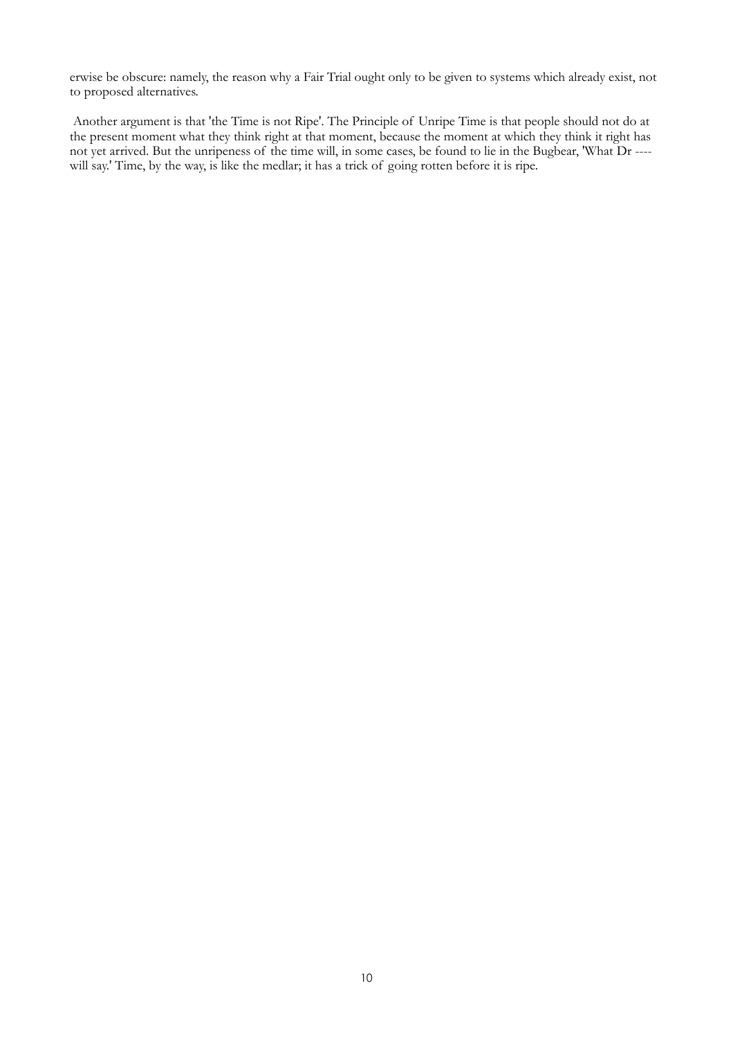erwise be obscure: namely, the reason why a Fair Trial ought only to be given to systems which already exist, not to proposed alternatives.

Another argument is that 'the Time is not Ripe'. The Principle of Unripe Time is that people should not do at the present moment what they think right at that moment, because the moment at which they think it right has not yet arrived. But the unripeness of the time will, in some cases, be found to lie in the Bugbear, 'What Dr ---- will say.' Time, by the way, is like the medlar; it has a trick of going rotten before it is ripe.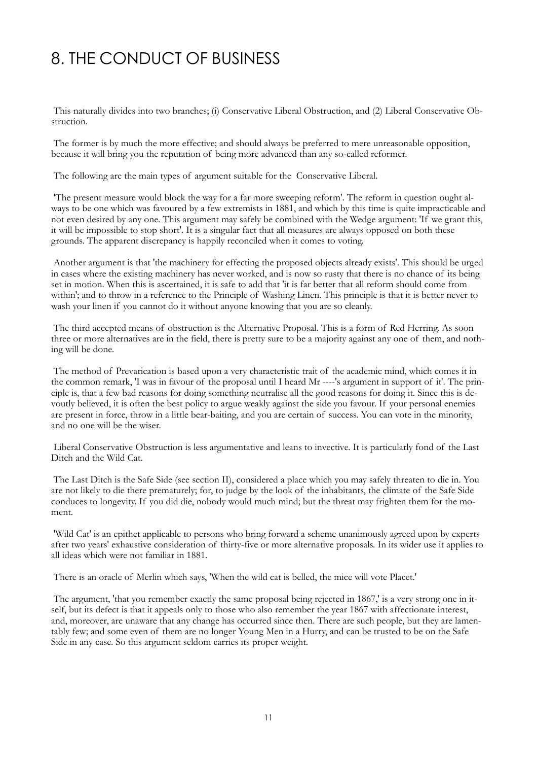# 8. THE CONDUCT OF BUSINESS

This naturally divides into two branches; (i) Conservative Liberal Obstruction, and (2) Liberal Conservative Obstruction.

The former is by much the more effective; and should always be preferred to mere unreasonable opposition, because it will bring you the reputation of being more advanced than any so-called reformer.

The following are the main types of argument suitable for the Conservative Liberal.

'The present measure would block the way for a far more sweeping reform'. The reform in question ought always to be one which was favoured by a few extremists in 1881, and which by this time is quite impracticable and not even desired by any one. This argument may safely be combined with the Wedge argument: 'If we grant this, it will be impossible to stop short'. It is a singular fact that all measures are always opposed on both these grounds. The apparent discrepancy is happily reconciled when it comes to voting.

Another argument is that 'the machinery for effecting the proposed objects already exists'. This should be urged in cases where the existing machinery has never worked, and is now so rusty that there is no chance of its being set in motion. When this is ascertained, it is safe to add that 'it is far better that all reform should come from within'; and to throw in a reference to the Principle of Washing Linen. This principle is that it is better never to wash your linen if you cannot do it without anyone knowing that you are so cleanly.

The third accepted means of obstruction is the Alternative Proposal. This is a form of Red Herring. As soon three or more alternatives are in the field, there is pretty sure to be a majority against any one of them, and nothing will be done.

The method of Prevarication is based upon a very characteristic trait of the academic mind, which comes it in the common remark, 'I was in favour of the proposal until I heard Mr ----'s argument in support of it'. The principle is, that a few bad reasons for doing something neutralise all the good reasons for doing it. Since this is devoutly believed, it is often the best policy to argue weakly against the side you favour. If your personal enemies are present in force, throw in a little bear-baiting, and you are certain of success. You can vote in the minority, and no one will be the wiser.

Liberal Conservative Obstruction is less argumentative and leans to invective. It is particularly fond of the Last Ditch and the Wild Cat.

The Last Ditch is the Safe Side (see section II), considered a place which you may safely threaten to die in. You are not likely to die there prematurely; for, to judge by the look of the inhabitants, the climate of the Safe Side conduces to longevity. If you did die, nobody would much mind; but the threat may frighten them for the moment.

'Wild Cat' is an epithet applicable to persons who bring forward a scheme unanimously agreed upon by experts after two years' exhaustive consideration of thirty-five or more alternative proposals. In its wider use it applies to all ideas which were not familiar in 1881.

There is an oracle of Merlin which says, 'When the wild cat is belled, the mice will vote Placet.'

The argument, 'that you remember exactly the same proposal being rejected in 1867,' is a very strong one in itself, but its defect is that it appeals only to those who also remember the year 1867 with affectionate interest, and, moreover, are unaware that any change has occurred since then. There are such people, but they are lamentably few; and some even of them are no longer Young Men in a Hurry, and can be trusted to be on the Safe Side in any case. So this argument seldom carries its proper weight.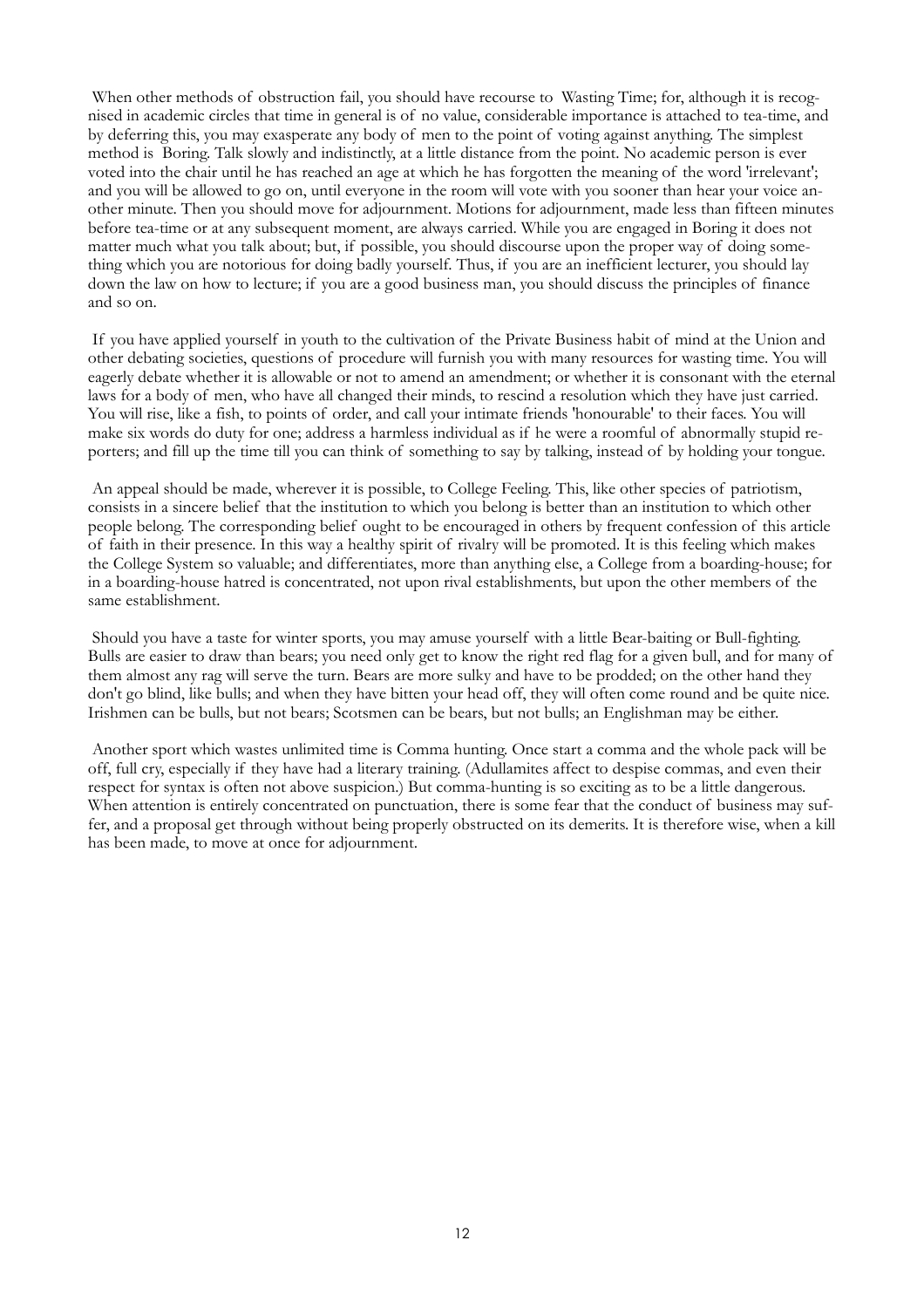When other methods of obstruction fail, you should have recourse to Wasting Time; for, although it is recognised in academic circles that time in general is of no value, considerable importance is attached to tea-time, and by deferring this, you may exasperate any body of men to the point of voting against anything. The simplest method is Boring. Talk slowly and indistinctly, at a little distance from the point. No academic person is ever voted into the chair until he has reached an age at which he has forgotten the meaning of the word 'irrelevant'; and you will be allowed to go on, until everyone in the room will vote with you sooner than hear your voice another minute. Then you should move for adjournment. Motions for adjournment, made less than fifteen minutes before tea-time or at any subsequent moment, are always carried. While you are engaged in Boring it does not matter much what you talk about; but, if possible, you should discourse upon the proper way of doing something which you are notorious for doing badly yourself. Thus, if you are an inefficient lecturer, you should lay down the law on how to lecture; if you are a good business man, you should discuss the principles of finance and so on.

If you have applied yourself in youth to the cultivation of the Private Business habit of mind at the Union and other debating societies, questions of procedure will furnish you with many resources for wasting time. You will eagerly debate whether it is allowable or not to amend an amendment; or whether it is consonant with the eternal laws for a body of men, who have all changed their minds, to rescind a resolution which they have just carried. You will rise, like a fish, to points of order, and call your intimate friends 'honourable' to their faces. You will make six words do duty for one; address a harmless individual as if he were a roomful of abnormally stupid reporters; and fill up the time till you can think of something to say by talking, instead of by holding your tongue.

An appeal should be made, wherever it is possible, to College Feeling. This, like other species of patriotism, consists in a sincere belief that the institution to which you belong is better than an institution to which other people belong. The corresponding belief ought to be encouraged in others by frequent confession of this article of faith in their presence. In this way a healthy spirit of rivalry will be promoted. It is this feeling which makes the College System so valuable; and differentiates, more than anything else, a College from a boarding-house; for in a boarding-house hatred is concentrated, not upon rival establishments, but upon the other members of the same establishment.

Should you have a taste for winter sports, you may amuse yourself with a little Bear-baiting or Bull-fighting. Bulls are easier to draw than bears; you need only get to know the right red flag for a given bull, and for many of them almost any rag will serve the turn. Bears are more sulky and have to be prodded; on the other hand they don't go blind, like bulls; and when they have bitten your head off, they will often come round and be quite nice. Irishmen can be bulls, but not bears; Scotsmen can be bears, but not bulls; an Englishman may be either.

Another sport which wastes unlimited time is Comma hunting. Once start a comma and the whole pack will be off, full cry, especially if they have had a literary training. (Adullamites affect to despise commas, and even their respect for syntax is often not above suspicion.) But comma-hunting is so exciting as to be a little dangerous. When attention is entirely concentrated on punctuation, there is some fear that the conduct of business may suffer, and a proposal get through without being properly obstructed on its demerits. It is therefore wise, when a kill has been made, to move at once for adjournment.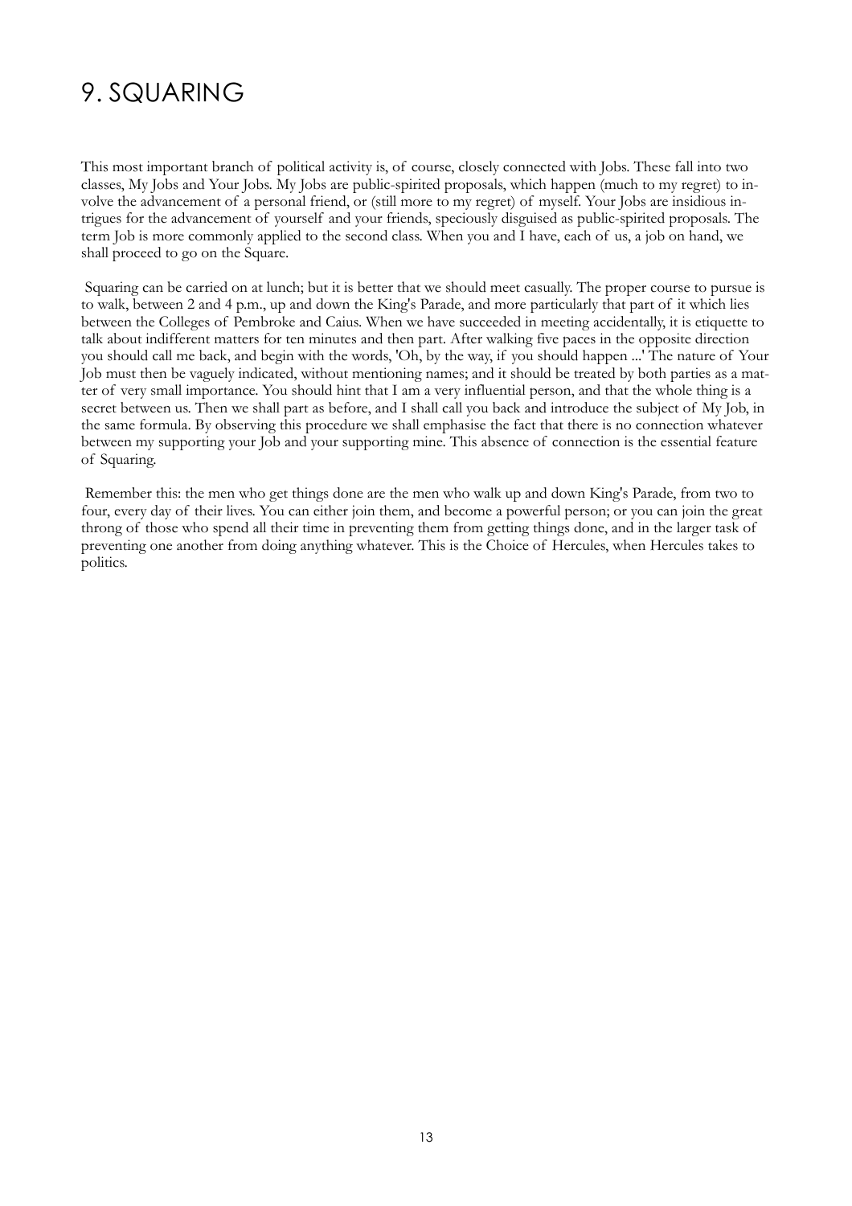# 9. SQUARING

This most important branch of political activity is, of course, closely connected with Jobs. These fall into two classes, My Jobs and Your Jobs. My Jobs are public-spirited proposals, which happen (much to my regret) to involve the advancement of a personal friend, or (still more to my regret) of myself. Your Jobs are insidious intrigues for the advancement of yourself and your friends, speciously disguised as public-spirited proposals. The term Job is more commonly applied to the second class. When you and I have, each of us, a job on hand, we shall proceed to go on the Square.

Squaring can be carried on at lunch; but it is better that we should meet casually. The proper course to pursue is to walk, between 2 and 4 p.m., up and down the King's Parade, and more particularly that part of it which lies between the Colleges of Pembroke and Caius. When we have succeeded in meeting accidentally, it is etiquette to talk about indifferent matters for ten minutes and then part. After walking five paces in the opposite direction you should call me back, and begin with the words, 'Oh, by the way, if you should happen ...' The nature of Your Job must then be vaguely indicated, without mentioning names; and it should be treated by both parties as a matter of very small importance. You should hint that I am a very influential person, and that the whole thing is a secret between us. Then we shall part as before, and I shall call you back and introduce the subject of My Job, in the same formula. By observing this procedure we shall emphasise the fact that there is no connection whatever between my supporting your Job and your supporting mine. This absence of connection is the essential feature of Squaring.

Remember this: the men who get things done are the men who walk up and down King's Parade, from two to four, every day of their lives. You can either join them, and become a powerful person; or you can join the great throng of those who spend all their time in preventing them from getting things done, and in the larger task of preventing one another from doing anything whatever. This is the Choice of Hercules, when Hercules takes to politics.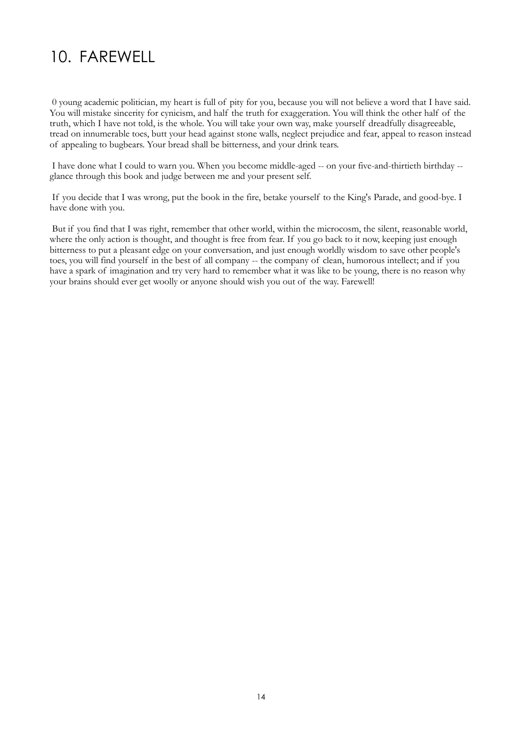# 10. FAREWELL

0 young academic politician, my heart is full of pity for you, because you will not believe a word that I have said. You will mistake sincerity for cynicism, and half the truth for exaggeration. You will think the other half of the truth, which I have not told, is the whole. You will take your own way, make yourself dreadfully disagreeable, tread on innumerable toes, butt your head against stone walls, neglect prejudice and fear, appeal to reason instead of appealing to bugbears. Your bread shall be bitterness, and your drink tears.

I have done what I could to warn you. When you become middle-aged -- on your five-and-thirtieth birthday -- glance through this book and judge between me and your present self.

If you decide that I was wrong, put the book in the fire, betake yourself to the King's Parade, and good-bye. I have done with you.

But if you find that I was right, remember that other world, within the microcosm, the silent, reasonable world, where the only action is thought, and thought is free from fear. If you go back to it now, keeping just enough bitterness to put a pleasant edge on your conversation, and just enough worldly wisdom to save other people's toes, you will find yourself in the best of all company -- the company of clean, humorous intellect; and if you have a spark of imagination and try very hard to remember what it was like to be young, there is no reason why your brains should ever get woolly or anyone should wish you out of the way. Farewell!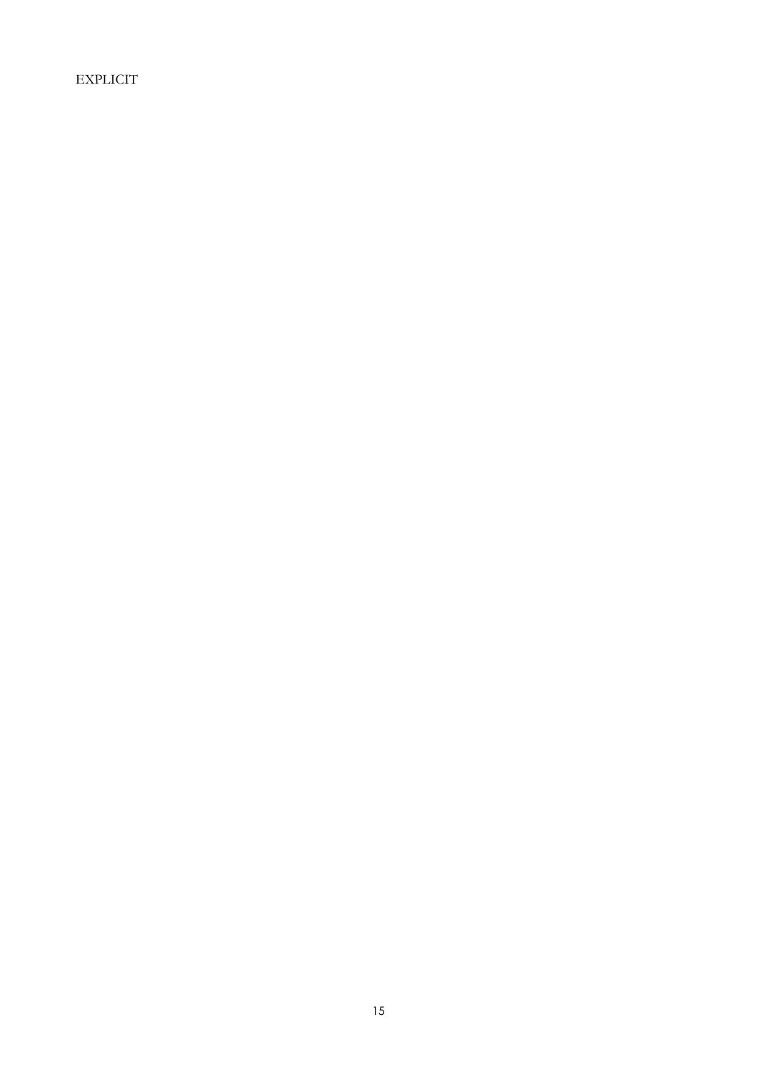EXPLICIT